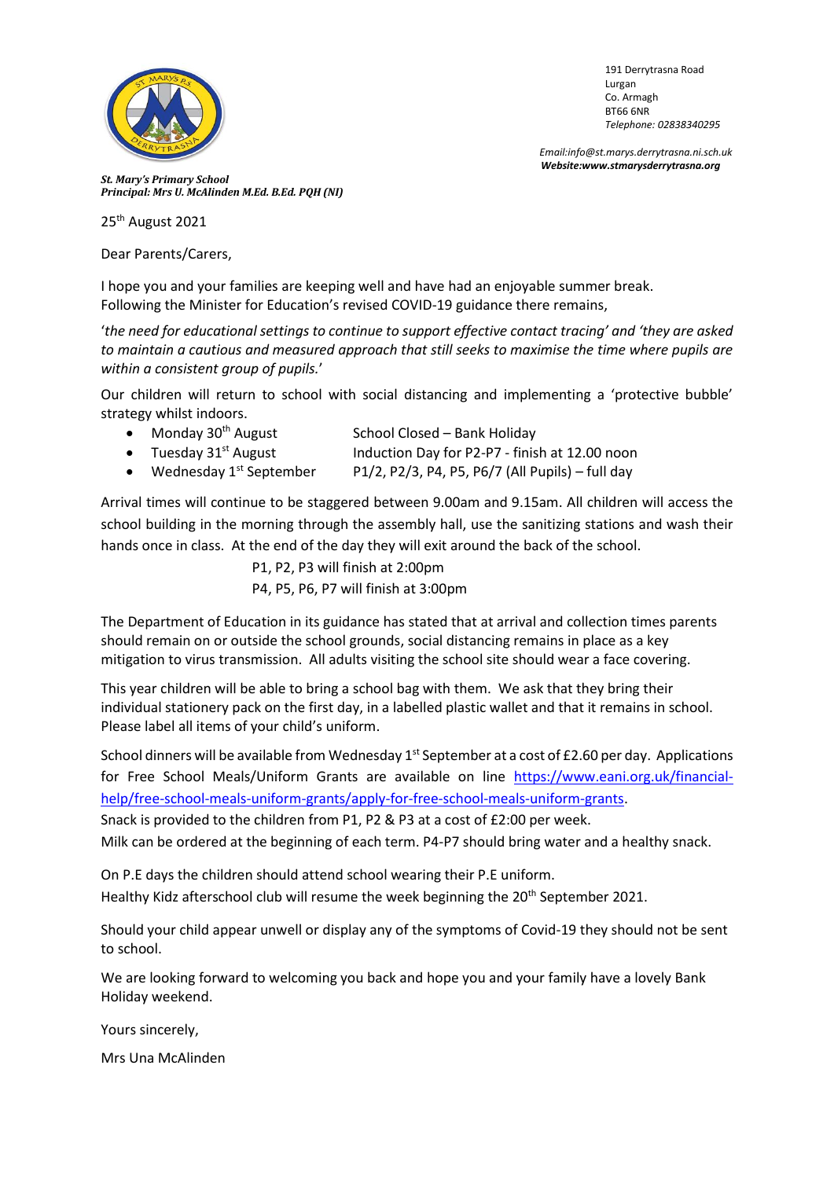191 Derrytrasna Road
Lurgan
Co. Armagh
BT66 6NR
*Telephone: 02838340295*

*Email:info@st.marys.derrytrasna.ni.sch.uk*
***Website:www.stmarysderrytrasna.org***

***St. Mary's Primary School***
***Principal: Mrs U. McAlinden M.Ed. B.Ed. PQH (NI)***

25th August 2021

Dear Parents/Carers,

I hope you and your families are keeping well and have had an enjoyable summer break.
Following the Minister for Education's revised COVID-19 guidance there remains,

'*the need for educational settings to continue to support effective contact tracing' and 'they are asked to maintain a cautious and measured approach that still seeks to maximise the time where pupils are within a consistent group of pupils.*'

Our children will return to school with social distancing and implementing a 'protective bubble' strategy whilst indoors.

- Monday 30th August — School Closed – Bank Holiday
- Tuesday 31st August — Induction Day for P2-P7 - finish at 12.00 noon
- Wednesday 1st September — P1/2, P2/3, P4, P5, P6/7 (All Pupils) – full day

Arrival times will continue to be staggered between 9.00am and 9.15am. All children will access the school building in the morning through the assembly hall, use the sanitizing stations and wash their hands once in class. At the end of the day they will exit around the back of the school.

P1, P2, P3 will finish at 2:00pm
P4, P5, P6, P7 will finish at 3:00pm

The Department of Education in its guidance has stated that at arrival and collection times parents should remain on or outside the school grounds, social distancing remains in place as a key mitigation to virus transmission. All adults visiting the school site should wear a face covering.

This year children will be able to bring a school bag with them. We ask that they bring their individual stationery pack on the first day, in a labelled plastic wallet and that it remains in school. Please label all items of your child's uniform.

School dinners will be available from Wednesday 1st September at a cost of £2.60 per day. Applications for Free School Meals/Uniform Grants are available on line https://www.eani.org.uk/financial-help/free-school-meals-uniform-grants/apply-for-free-school-meals-uniform-grants.
Snack is provided to the children from P1, P2 & P3 at a cost of £2:00 per week.
Milk can be ordered at the beginning of each term. P4-P7 should bring water and a healthy snack.

On P.E days the children should attend school wearing their P.E uniform.
Healthy Kidz afterschool club will resume the week beginning the 20th September 2021.

Should your child appear unwell or display any of the symptoms of Covid-19 they should not be sent to school.

We are looking forward to welcoming you back and hope you and your family have a lovely Bank Holiday weekend.

Yours sincerely,

Mrs Una McAlinden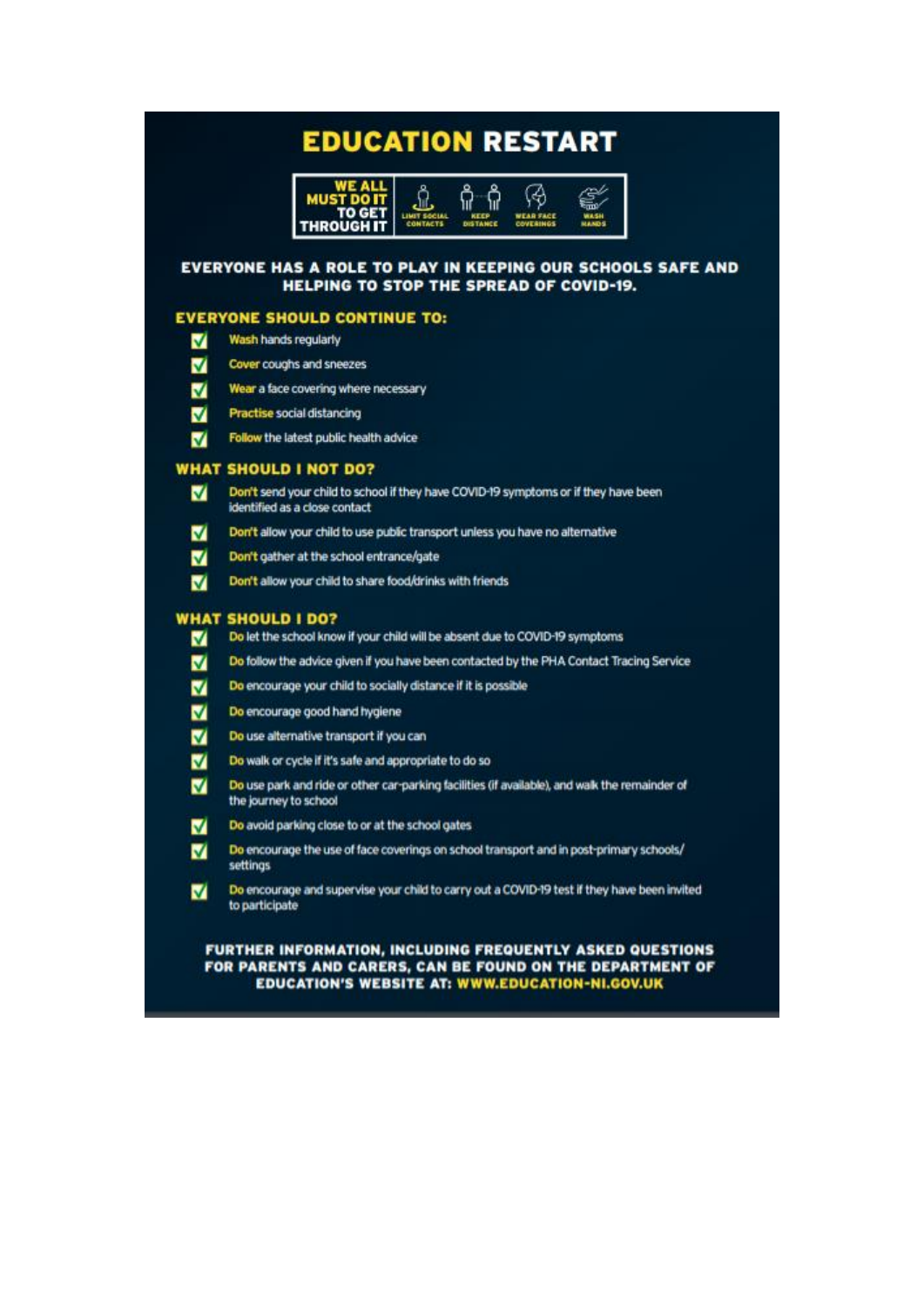# EDUCATION RESTART

**WE ALL MUST DO IT TO GET THROUGH IT**

LIMIT SOCIAL CONTACTS | KEEP DISTANCE | WEAR FACE COVERINGS | WASH HANDS

**EVERYONE HAS A ROLE TO PLAY IN KEEPING OUR SCHOOLS SAFE AND HELPING TO STOP THE SPREAD OF COVID-19.**

## EVERYONE SHOULD CONTINUE TO:

- ☑ **Wash** hands regularly
- ☑ **Cover** coughs and sneezes
- ☑ **Wear** a face covering where necessary
- ☑ **Practise** social distancing
- ☑ **Follow** the latest public health advice

## WHAT SHOULD I NOT DO?

- ☑ **Don't** send your child to school if they have COVID-19 symptoms or if they have been identified as a close contact
- ☑ **Don't** allow your child to use public transport unless you have no alternative
- ☑ **Don't** gather at the school entrance/gate
- ☑ **Don't** allow your child to share food/drinks with friends

## WHAT SHOULD I DO?

- ☑ **Do** let the school know if your child will be absent due to COVID-19 symptoms
- ☑ **Do** follow the advice given if you have been contacted by the PHA Contact Tracing Service
- ☑ **Do** encourage your child to socially distance if it is possible
- ☑ **Do** encourage good hand hygiene
- ☑ **Do** use alternative transport if you can
- ☑ **Do** walk or cycle if it's safe and appropriate to do so
- ☑ **Do** use park and ride or other car-parking facilities (if available), and walk the remainder of the journey to school
- ☑ **Do** avoid parking close to or at the school gates
- ☑ **Do** encourage the use of face coverings on school transport and in post-primary schools/settings
- ☑ **Do** encourage and supervise your child to carry out a COVID-19 test if they have been invited to participate

**FURTHER INFORMATION, INCLUDING FREQUENTLY ASKED QUESTIONS FOR PARENTS AND CARERS, CAN BE FOUND ON THE DEPARTMENT OF EDUCATION'S WEBSITE AT: WWW.EDUCATION-NI.GOV.UK**